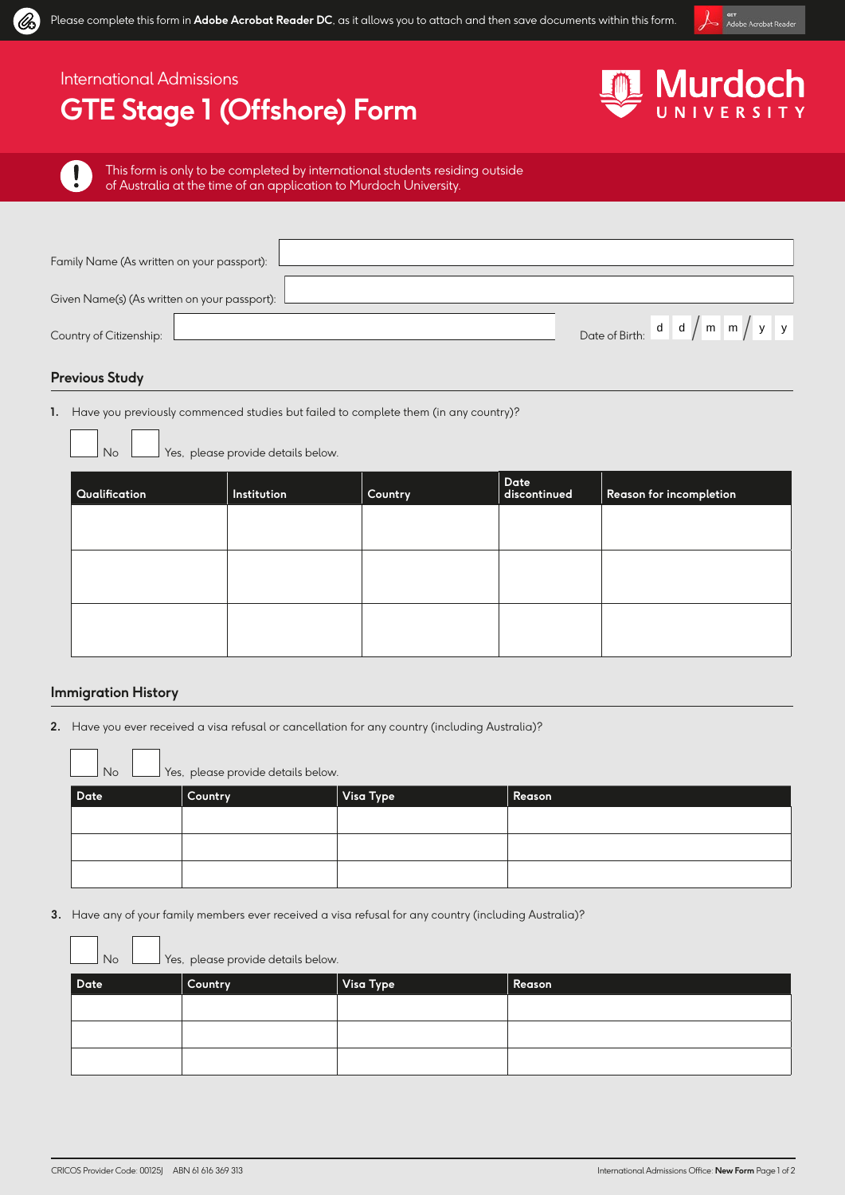Please complete this form in **Adobe Acrobat Reader DC**, as it allows you to attach and then save documents within this form.

International Admissions

# GTE Stage 1 (Offshore) Form

Murdoch University

This form is only to be completed by international students residing outside of Australia at the time of an application to Murdoch University.

Family Name (As written on your passport): 

Given Name(s) (As written on your passport): 

Country of Citizenship: 

Date of Birth: d d / m m / y y

## Previous Study

**1.** Have you previously commenced studies but failed to complete them (in any country)?

☐ No ☐ Yes, please provide details below.

| Qualification | Institution | Country | Date discontinued | Reason for incompletion |
|---|---|---|---|---|
| | | | | |
| | | | | |
| | | | | |

## Immigration History

**2.** Have you ever received a visa refusal or cancellation for any country (including Australia)?

☐ No ☐ Yes, please provide details below.

| Date | Country | Visa Type | Reason |
|---|---|---|---|
| | | | |
| | | | |
| | | | |

**3.** Have any of your family members ever received a visa refusal for any country (including Australia)?

☐ No ☐ Yes, please provide details below.

| Date | Country | Visa Type | Reason |
|---|---|---|---|
| | | | |
| | | | |
| | | | |

CRICOS Provider Code: 00125J ABN 61 616 369 313

International Admissions Office: **New Form**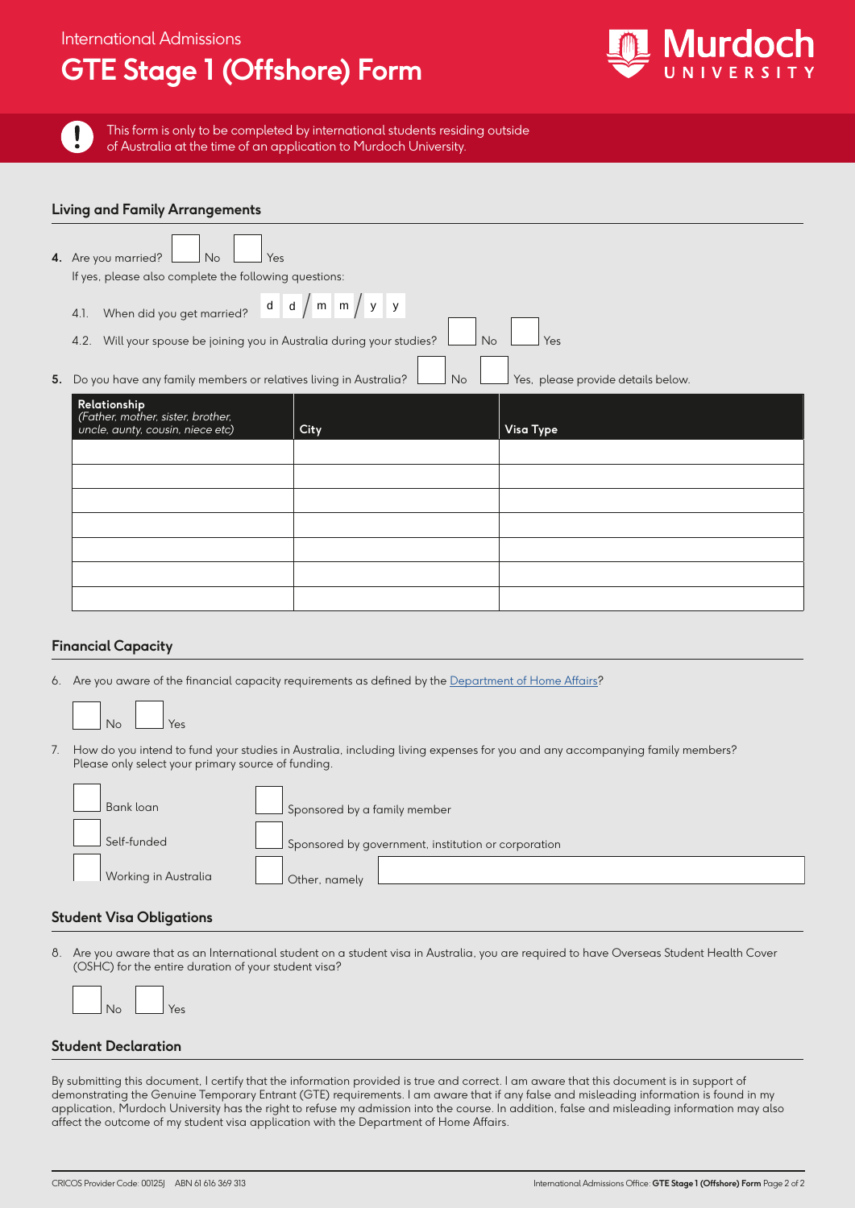International Admissions

# GTE Stage 1 (Offshore) Form

Murdoch University

This form is only to be completed by international students residing outside of Australia at the time of an application to Murdoch University.

## Living and Family Arrangements

**4.** Are you married? ☐ No ☐ Yes

If yes, please also complete the following questions:

4.1. When did you get married? d d / m m / y y

4.2. Will your spouse be joining you in Australia during your studies? ☐ No ☐ Yes

**5.** Do you have any family members or relatives living in Australia? ☐ No ☐ Yes, please provide details below.

| Relationship *(Father, mother, sister, brother, uncle, aunty, cousin, niece etc)* | City | Visa Type |
|---|---|---|
| | | |
| | | |
| | | |
| | | |
| | | |
| | | |
| | | |

## Financial Capacity

6. Are you aware of the financial capacity requirements as defined by the Department of Home Affairs?

☐ No ☐ Yes

7. How do you intend to fund your studies in Australia, including living expenses for you and any accompanying family members? Please only select your primary source of funding.

☐ Bank loan
☐ Self-funded
☐ Working in Australia
☐ Sponsored by a family member
☐ Sponsored by government, institution or corporation
☐ Other, namely ______________

## Student Visa Obligations

8. Are you aware that as an International student on a student visa in Australia, you are required to have Overseas Student Health Cover (OSHC) for the entire duration of your student visa?

☐ No ☐ Yes

## Student Declaration

By submitting this document, I certify that the information provided is true and correct. I am aware that this document is in support of demonstrating the Genuine Temporary Entrant (GTE) requirements. I am aware that if any false and misleading information is found in my application, Murdoch University has the right to refuse my admission into the course. In addition, false and misleading information may also affect the outcome of my student visa application with the Department of Home Affairs.

CRICOS Provider Code: 00125J ABN 61 616 369 313